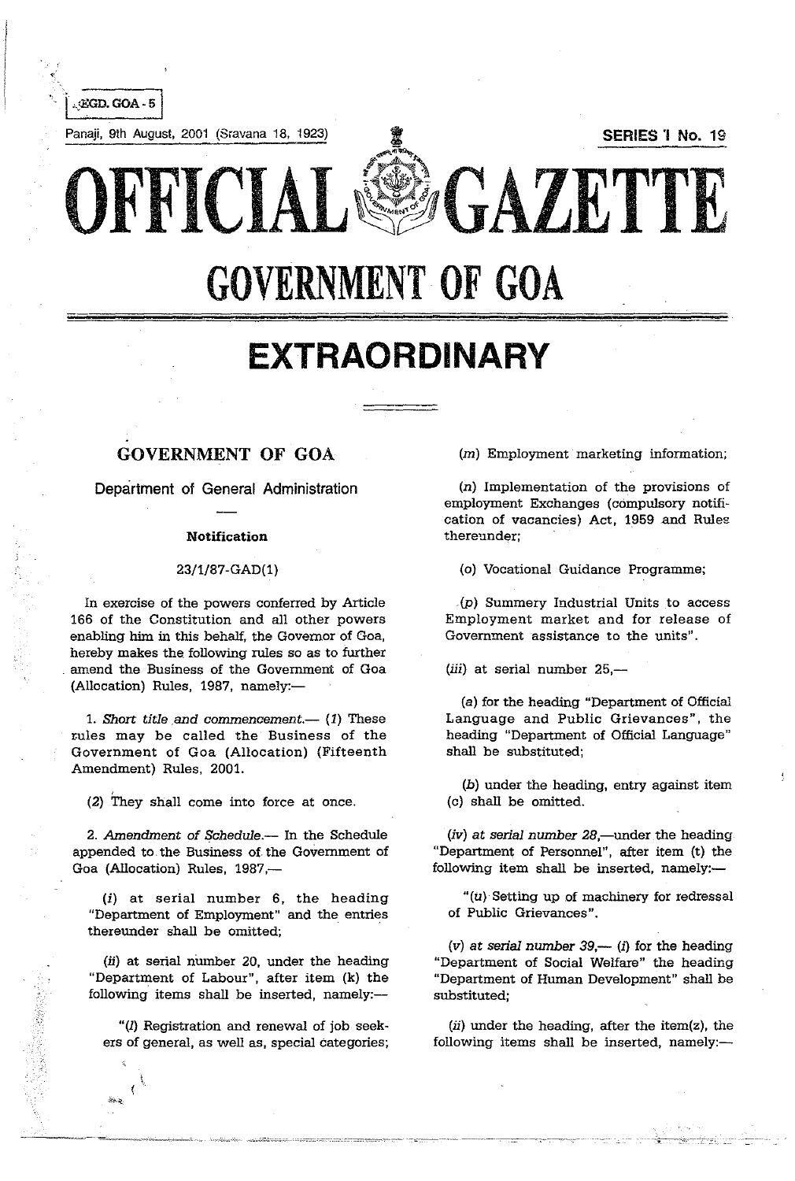REGD. GOA - 5

Panaji, 9th August, 2001 (Sravana 18, 1923)

SERIES I No. 19

# OFFICIAL GAZETTE

# GOVERNMENT OF GOA

# EXTRAORDINARY

## GOVERNMENT OF GOA

### Department of General Administration

**Notification**

23/1/87-GAD(1)

In exercise of the powers conferred by Article 166 of the Constitution and all other powers enabling him in this behalf, the Governor of Goa, hereby makes the following rules so as to further amend the Business of the Government of Goa (Allocation) Rules, 1987, namely:—

1. *Short title and commencement.*— (1) These rules may be called the Business of the Government of Goa (Allocation) (Fifteenth Amendment) Rules, 2001.

(2) They shall come into force at once.

2. *Amendment of Schedule.*— In the Schedule appended to the Business of the Government of Goa (Allocation) Rules, 1987,—

(*i*) at serial number 6, the heading "Department of Employment" and the entries thereunder shall be omitted;

(*ii*) at serial number 20, under the heading "Department of Labour", after item (k) the following items shall be inserted, namely:—

"(*l*) Registration and renewal of job seekers of general, as well as, special categories;

(*m*) Employment marketing information;

(*n*) Implementation of the provisions of employment Exchanges (compulsory notification of vacancies) Act, 1959 and Rules thereunder;

(*o*) Vocational Guidance Programme;

(*p*) Summery Industrial Units to access Employment market and for release of Government assistance to the units".

(*iii*) at serial number 25,—

(*a*) for the heading "Department of Official Language and Public Grievances", the heading "Department of Official Language" shall be substituted;

(*b*) under the heading, entry against item (c) shall be omitted.

(*iv*) *at serial number 28*,—under the heading "Department of Personnel", after item (t) the following item shall be inserted, namely:—

"(*u*) Setting up of machinery for redressal of Public Grievances".

(*v*) *at serial number 39*,— (*i*) for the heading "Department of Social Welfare" the heading "Department of Human Development" shall be substituted;

(*ii*) under the heading, after the item(z), the following items shall be inserted, namely:—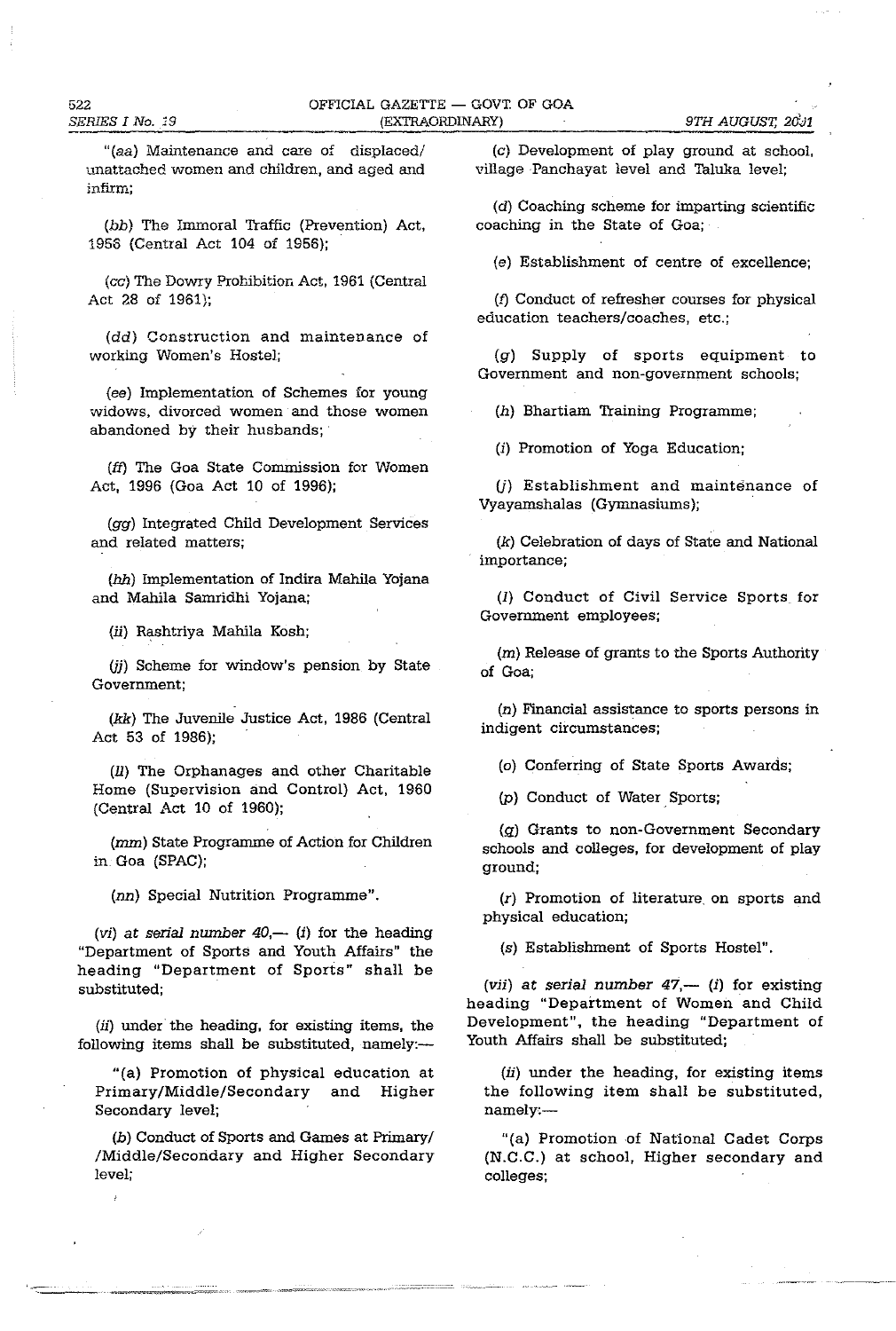"(*aa*) Maintenance and care of displaced/ unattached women and children, and aged and infirm;

(*bb*) The Immoral Traffic (Prevention) Act, 1956 (Central Act 104 of 1956);

(*cc*) The Dowry Prohibition Act, 1961 (Central Act 28 of 1961);

(*dd*) Construction and maintenance of working Women's Hostel;

(*ee*) Implementation of Schemes for young widows, divorced women and those women abandoned by their husbands;

(*ff*) The Goa State Commission for Women Act, 1996 (Goa Act 10 of 1996);

(*gg*) Integrated Child Development Services and related matters;

(*hh*) Implementation of Indira Mahila Yojana and Mahila Samridhi Yojana;

(*ii*) Rashtriya Mahila Kosh;

(*jj*) Scheme for window's pension by State Government;

(*kk*) The Juvenile Justice Act, 1986 (Central Act 53 of 1986);

(*ll*) The Orphanages and other Charitable Home (Supervision and Control) Act, 1960 (Central Act 10 of 1960);

(*mm*) State Programme of Action for Children in Goa (SPAC);

(*nn*) Special Nutrition Programme".

(*vi*) *at serial number 40*,— (*i*) for the heading "Department of Sports and Youth Affairs" the heading "Department of Sports" shall be substituted;

(*ii*) under the heading, for existing items, the following items shall be substituted, namely:—

"(a) Promotion of physical education at Primary/Middle/Secondary and Higher Secondary level;

(*b*) Conduct of Sports and Games at Primary/ /Middle/Secondary and Higher Secondary level;

(*c*) Development of play ground at school, village Panchayat level and Taluka level;

(*d*) Coaching scheme for imparting scientific coaching in the State of Goa;

(*e*) Establishment of centre of excellence;

(*f*) Conduct of refresher courses for physical education teachers/coaches, etc.;

(*g*) Supply of sports equipment to Government and non-government schools;

(*h*) Bhartiam Training Programme;

(*i*) Promotion of Yoga Education;

(*j*) Establishment and maintenance of Vyayamshalas (Gymnasiums);

(*k*) Celebration of days of State and National importance;

(*l*) Conduct of Civil Service Sports for Government employees;

(*m*) Release of grants to the Sports Authority of Goa;

(*n*) Financial assistance to sports persons in indigent circumstances;

(*o*) Conferring of State Sports Awards;

(*p*) Conduct of Water Sports;

(*q*) Grants to non-Government Secondary schools and colleges, for development of play ground;

(*r*) Promotion of literature on sports and physical education;

(*s*) Establishment of Sports Hostel".

(*vii*) *at serial number 47*,— (*i*) for existing heading "Department of Women and Child Development", the heading "Department of Youth Affairs shall be substituted;

(*ii*) under the heading, for existing items the following item shall be substituted, namely:—

"(a) Promotion of National Cadet Corps (N.C.C.) at school, Higher secondary and colleges;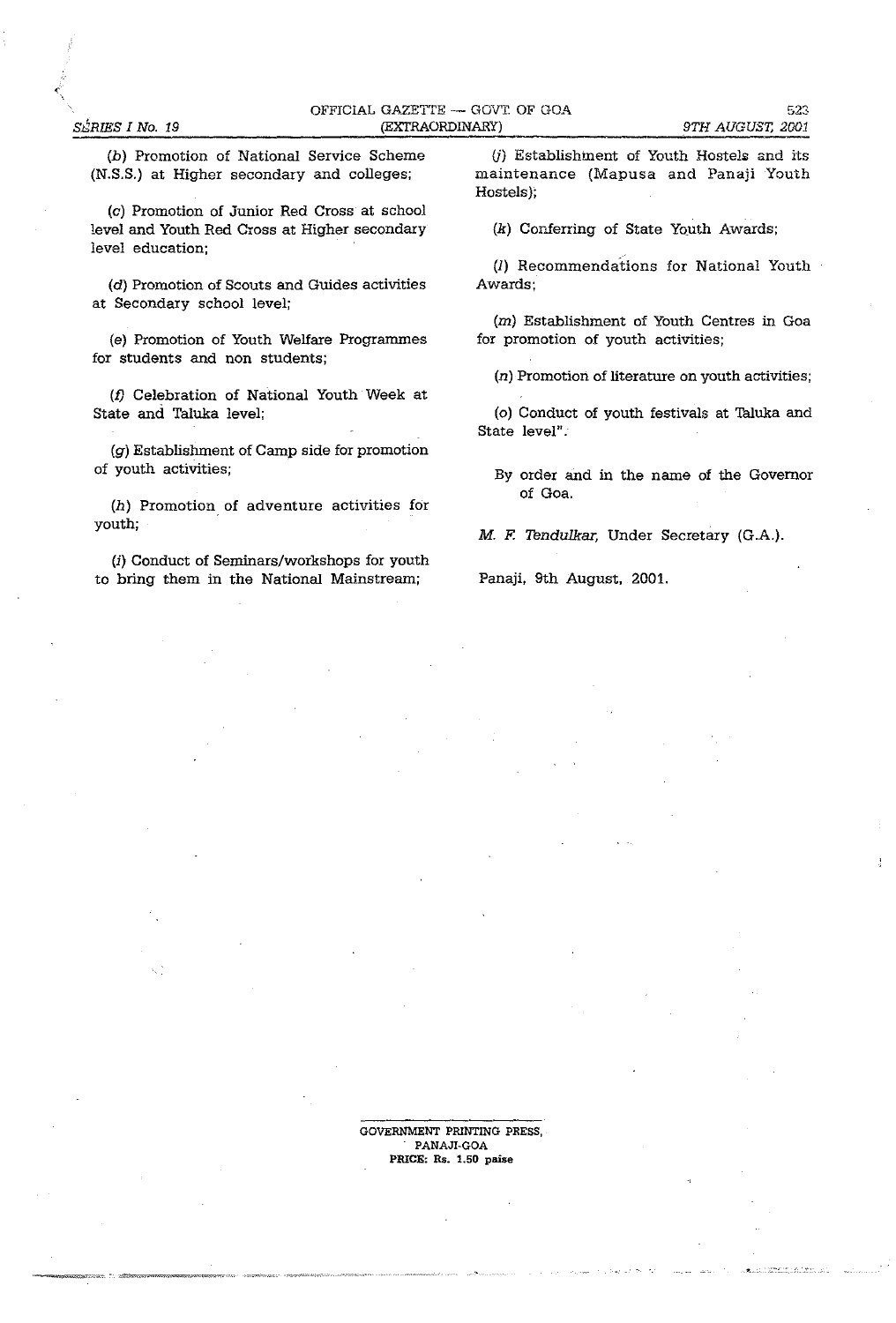(*b*) Promotion of National Service Scheme (N.S.S.) at Higher secondary and colleges;

(*c*) Promotion of Junior Red Cross at school level and Youth Red Cross at Higher secondary level education;

(*d*) Promotion of Scouts and Guides activities at Secondary school level;

(*e*) Promotion of Youth Welfare Programmes for students and non students;

(*f*) Celebration of National Youth Week at State and Taluka level;

(*g*) Establishment of Camp side for promotion of youth activities;

(*h*) Promotion of adventure activities for youth;

(*i*) Conduct of Seminars/workshops for youth to bring them in the National Mainstream;

(*j*) Establishment of Youth Hostels and its maintenance (Mapusa and Panaji Youth Hostels);

(*k*) Conferring of State Youth Awards;

(*l*) Recommendations for National Youth Awards;

(*m*) Establishment of Youth Centres in Goa for promotion of youth activities;

(*n*) Promotion of literature on youth activities;

(*o*) Conduct of youth festivals at Taluka and State level".

By order and in the name of the Governor of Goa.

*M. F. Tendulkar*, Under Secretary (G.A.).

Panaji, 9th August, 2001.

GOVERNMENT PRINTING PRESS,
PANAJI-GOA
**PRICE: Rs. 1.50 paise**